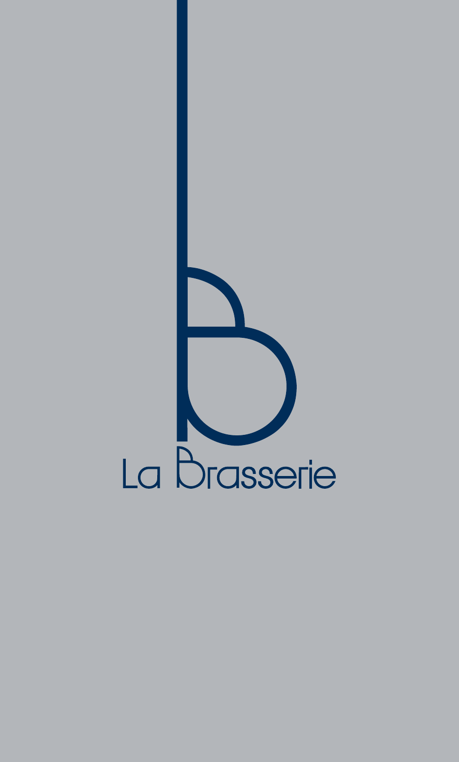# La Brasserie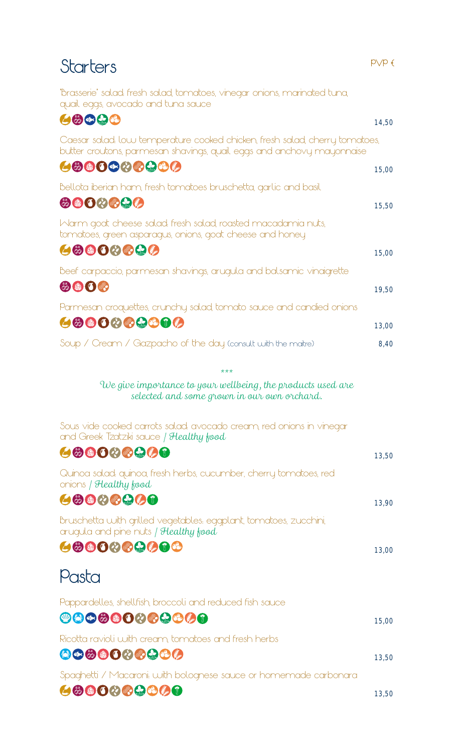# Starters

PVP €

"Brasserie" salad: fresh salad, tomatoes, vinegar onions, marinated tuna, quail eggs, avocado and tuna sauce — 14,50

Caesar salad: low temperature cooked chicken, fresh salad, cherry tomatoes, butter croutons, parmesan shavings, quail eggs and anchovy mayonnaise — 15,00

Bellota iberian ham, fresh tomatoes bruschetta, garlic and basil — 15,50

Warm goat cheese salad: fresh salad, roasted macadamia nuts, tomatoes, green asparagus, onions, goat cheese and honey — 15,00

Beef carpaccio, parmesan shavings, arugula and balsamic vinaigrette — 19,50

Parmesan croquettes, crunchy salad, tomato sauce and candied onions — 13,00

Soup / Cream / Gazpacho of the day (consult with the maître) — 8,40

\*\*\*

*We give importance to your wellbeing, the products used are selected and some grown in our own orchard.*

Sous vide cooked carrots salad: avocado cream, red onions in vinegar and Greek Tzatziki sauce / *Healthy food* — 13,50

Quinoa salad: quinoa, fresh herbs, cucumber, cherry tomatoes, red onions / *Healthy food* — 13,90

Bruschetta with grilled vegetables: eggplant, tomatoes, zucchini, arugula and pine nuts / *Healthy food* — 13,00

# Pasta

Pappardelles, shellfish, broccoli and reduced fish sauce — 15,00

Ricotta ravioli with cream, tomatoes and fresh herbs — 13,50

Spaghetti / Macaroni: with bolognese sauce or homemade carbonara — 13,50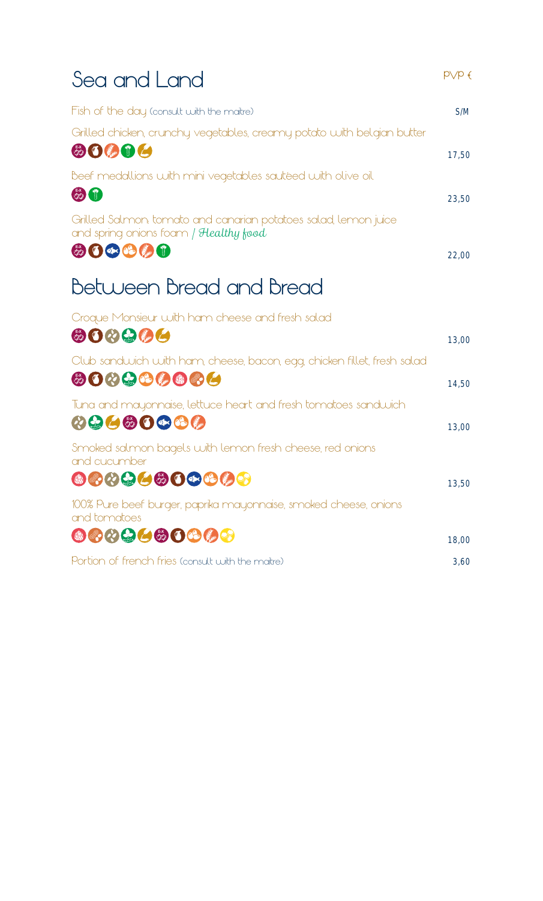## Sea and Land

PVP €

| | |
|---|---|
| Fish of the day (consult with the maitre) | S/M |
| Grilled chicken, crunchy vegetables, creamy potato with belgian butter | 17,50 |
| Beef medallions with mini vegetables sautéed with olive oil | 23,50 |
| Grilled Salmon: tomato and canarian potatoes salad, lemon juice and spring onions foam / *Healthy food* | 22,00 |

## Between Bread and Bread

| | |
|---|---|
| Croque Monsieur with ham cheese and fresh salad | 13,00 |
| Club sandwich with ham, cheese, bacon, egg, chicken fillet, fresh salad | 14,50 |
| Tuna and mayonnaise, lettuce heart and fresh tomatoes sandwich | 13,00 |
| Smoked salmon bagels with lemon fresh cheese, red onions and cucumber | 13,50 |
| 100% Pure beef burger, paprika mayonnaise, smoked cheese, onions and tomatoes | 18,00 |
| Portion of french fries (consult with the maitre) | 3,60 |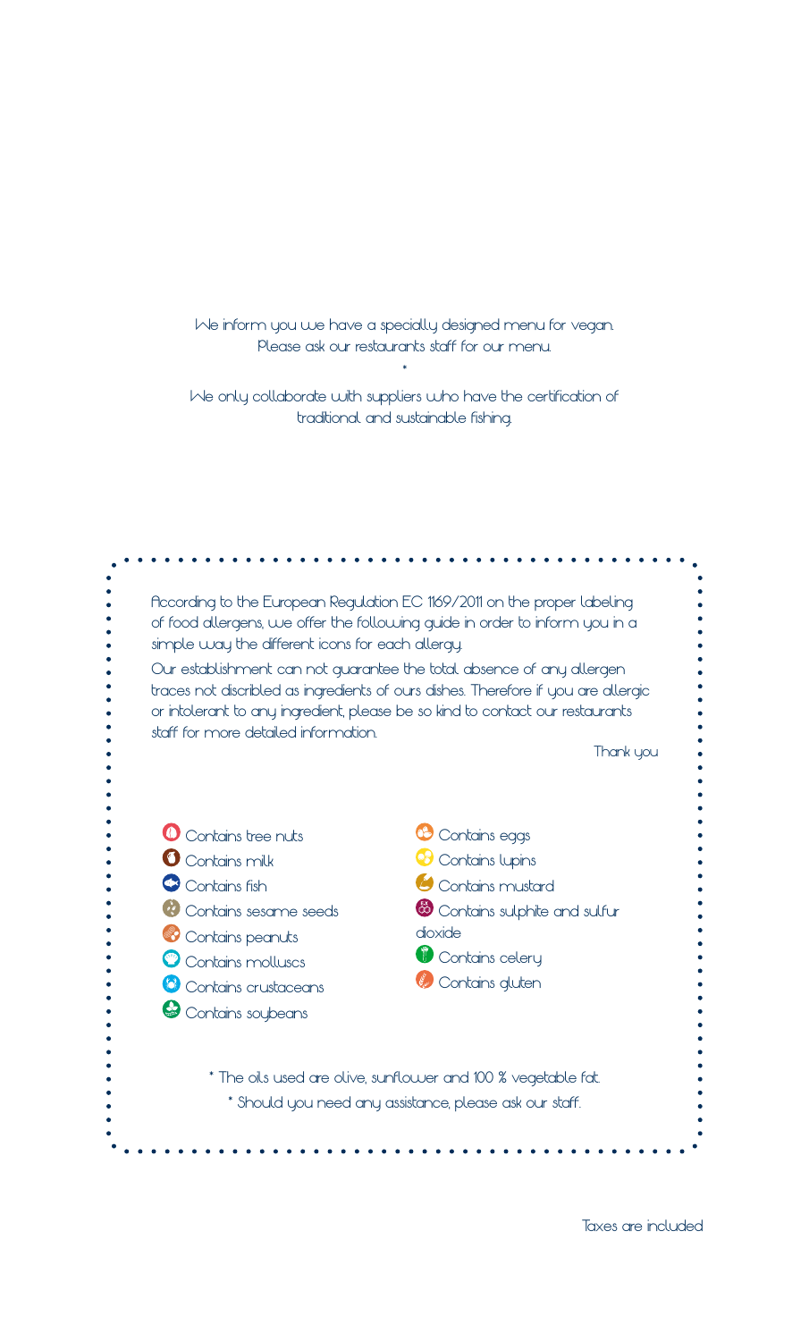We inform you we have a specially designed menu for vegan.
Please ask our restaurants staff for our menu.

*

We only collaborate with suppliers who have the certification of traditional and sustainable fishing.

According to the European Regulation EC 1169/2011 on the proper labeling of food allergens, we offer the following guide in order to inform you in a simple way the different icons for each allergy.

Our establishment can not guarantee the total absence of any allergen traces not discribled as ingredients of ours dishes. Therefore if you are allergic or intolerant to any ingredient, please be so kind to contact our restaurants staff for more detailed information.

Thank you

- Contains tree nuts
- Contains milk
- Contains fish
- Contains sesame seeds
- Contains peanuts
- Contains molluscs
- Contains crustaceans
- Contains soybeans
- Contains eggs
- Contains lupins
- Contains mustard
- Contains sulphite and sulfur dioxide
- Contains celery
- Contains gluten

* The oils used are olive, sunflower and 100 % vegetable fat.

* Should you need any assistance, please ask our staff.

Taxes are included